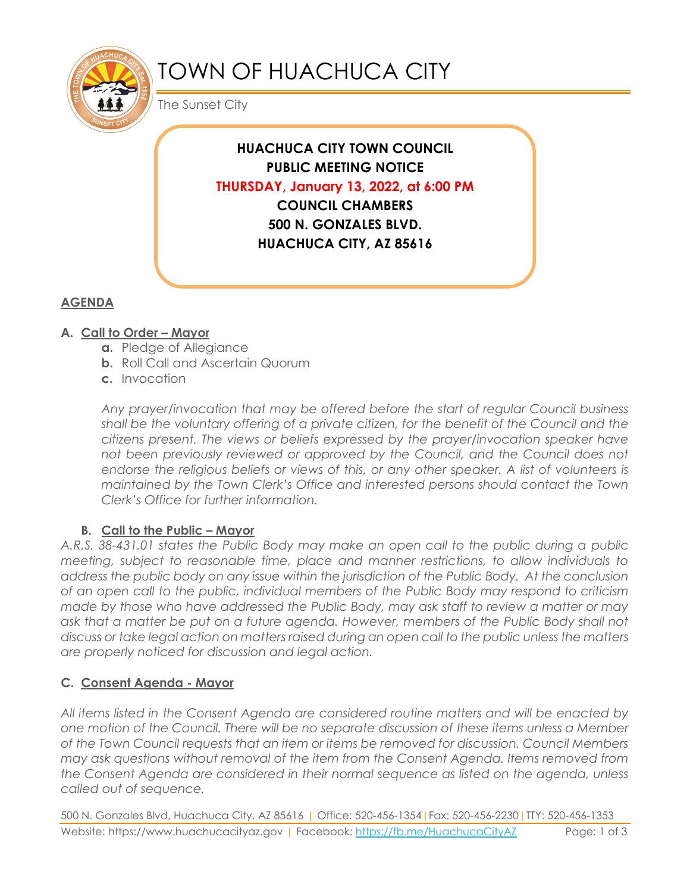# TOWN OF HUACHUCA CITY

The Sunset City

**HUACHUCA CITY TOWN COUNCIL**
**PUBLIC MEETING NOTICE**
**THURSDAY, January 13, 2022, at 6:00 PM**
**COUNCIL CHAMBERS**
**500 N. GONZALES BLVD.**
**HUACHUCA CITY, AZ 85616**

## AGENDA

### A. Call to Order – Mayor

- **a.** Pledge of Allegiance
- **b.** Roll Call and Ascertain Quorum
- **c.** Invocation

*Any prayer/invocation that may be offered before the start of regular Council business shall be the voluntary offering of a private citizen, for the benefit of the Council and the citizens present. The views or beliefs expressed by the prayer/invocation speaker have not been previously reviewed or approved by the Council, and the Council does not endorse the religious beliefs or views of this, or any other speaker. A list of volunteers is maintained by the Town Clerk's Office and interested persons should contact the Town Clerk's Office for further information.*

### B. Call to the Public – Mayor

*A.R.S. 38-431.01 states the Public Body may make an open call to the public during a public meeting, subject to reasonable time, place and manner restrictions, to allow individuals to address the public body on any issue within the jurisdiction of the Public Body. At the conclusion of an open call to the public, individual members of the Public Body may respond to criticism made by those who have addressed the Public Body, may ask staff to review a matter or may ask that a matter be put on a future agenda. However, members of the Public Body shall not discuss or take legal action on matters raised during an open call to the public unless the matters are properly noticed for discussion and legal action.*

### C. Consent Agenda - Mayor

*All items listed in the Consent Agenda are considered routine matters and will be enacted by one motion of the Council. There will be no separate discussion of these items unless a Member of the Town Council requests that an item or items be removed for discussion. Council Members may ask questions without removal of the item from the Consent Agenda. Items removed from the Consent Agenda are considered in their normal sequence as listed on the agenda, unless called out of sequence.*

500 N. Gonzales Blvd, Huachuca City, AZ 85616 | Office: 520-456-1354 | Fax: 520-456-2230 | TTY: 520-456-1353
Website: https://www.huachucacityaz.gov | Facebook: https://fb.me/HuachucaCityAZ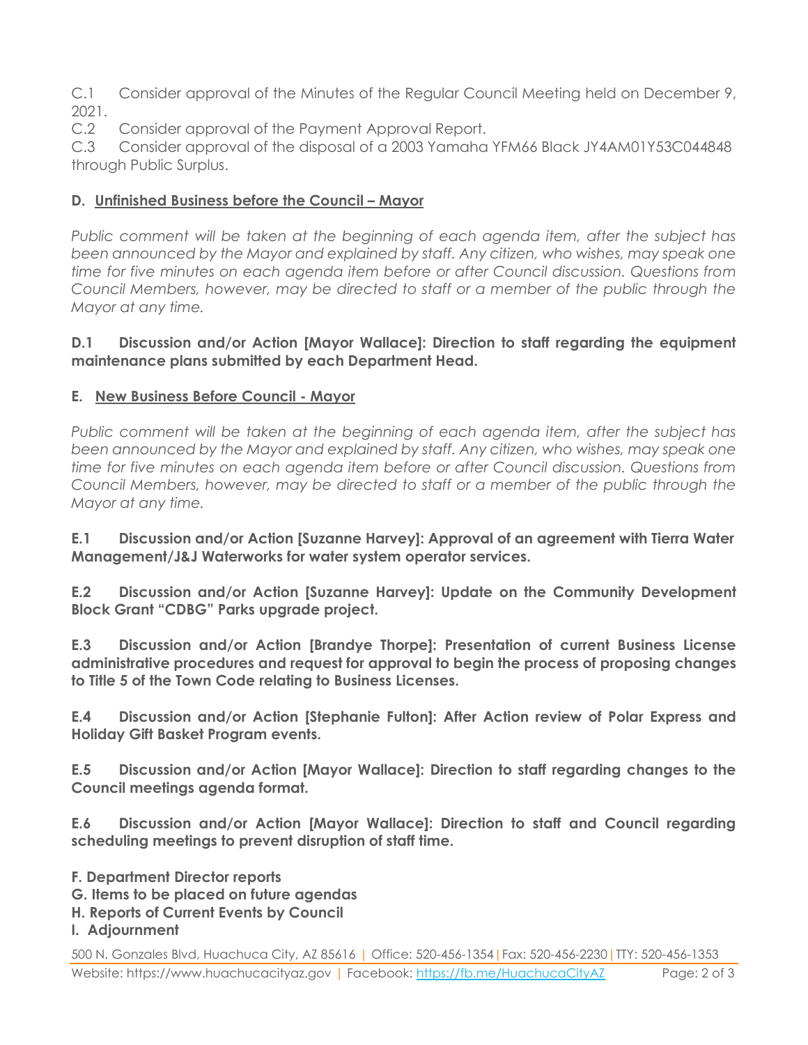C.1 Consider approval of the Minutes of the Regular Council Meeting held on December 9, 2021.

C.2 Consider approval of the Payment Approval Report.

C.3 Consider approval of the disposal of a 2003 Yamaha YFM66 Black JY4AM01Y53C044848 through Public Surplus.

**D. Unfinished Business before the Council – Mayor**

*Public comment will be taken at the beginning of each agenda item, after the subject has been announced by the Mayor and explained by staff. Any citizen, who wishes, may speak one time for five minutes on each agenda item before or after Council discussion. Questions from Council Members, however, may be directed to staff or a member of the public through the Mayor at any time.*

**D.1 Discussion and/or Action [Mayor Wallace]: Direction to staff regarding the equipment maintenance plans submitted by each Department Head.**

**E. New Business Before Council - Mayor**

*Public comment will be taken at the beginning of each agenda item, after the subject has been announced by the Mayor and explained by staff. Any citizen, who wishes, may speak one time for five minutes on each agenda item before or after Council discussion. Questions from Council Members, however, may be directed to staff or a member of the public through the Mayor at any time.*

**E.1 Discussion and/or Action [Suzanne Harvey]: Approval of an agreement with Tierra Water Management/J&J Waterworks for water system operator services.**

**E.2 Discussion and/or Action [Suzanne Harvey]: Update on the Community Development Block Grant "CDBG" Parks upgrade project.**

**E.3 Discussion and/or Action [Brandye Thorpe]: Presentation of current Business License administrative procedures and request for approval to begin the process of proposing changes to Title 5 of the Town Code relating to Business Licenses.**

**E.4 Discussion and/or Action [Stephanie Fulton]: After Action review of Polar Express and Holiday Gift Basket Program events.**

**E.5 Discussion and/or Action [Mayor Wallace]: Direction to staff regarding changes to the Council meetings agenda format.**

**E.6 Discussion and/or Action [Mayor Wallace]: Direction to staff and Council regarding scheduling meetings to prevent disruption of staff time.**

**F. Department Director reports**

**G. Items to be placed on future agendas**

**H. Reports of Current Events by Council**

**I. Adjournment**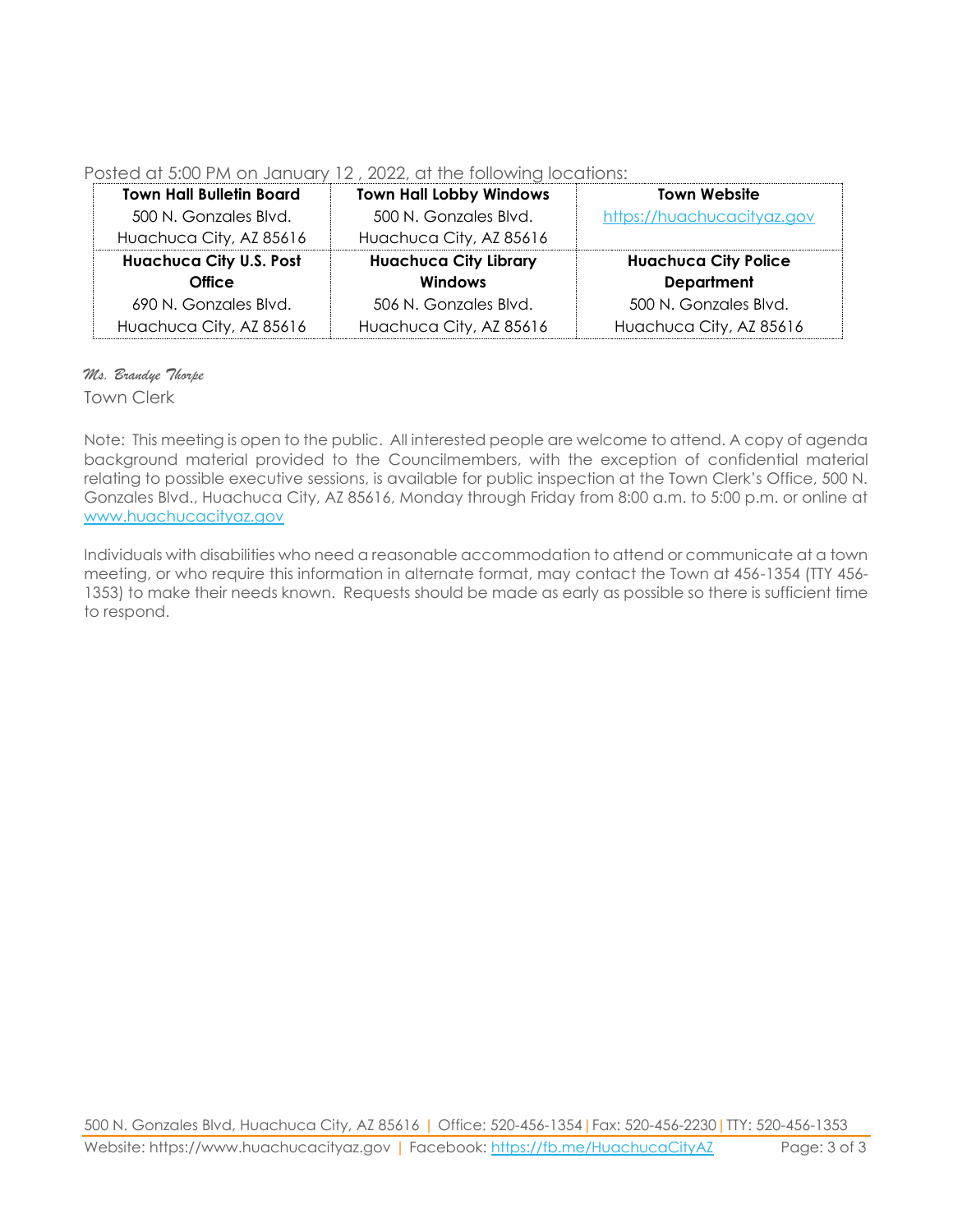Posted at 5:00 PM on January 12 , 2022, at the following locations:

| | | |
|---|---|---|
| **Town Hall Bulletin Board**<br>500 N. Gonzales Blvd.<br>Huachuca City, AZ 85616 | **Town Hall Lobby Windows**<br>500 N. Gonzales Blvd.<br>Huachuca City, AZ 85616 | **Town Website**<br>https://huachucacityaz.gov |
| **Huachuca City U.S. Post Office**<br>690 N. Gonzales Blvd.<br>Huachuca City, AZ 85616 | **Huachuca City Library Windows**<br>506 N. Gonzales Blvd.<br>Huachuca City, AZ 85616 | **Huachuca City Police Department**<br>500 N. Gonzales Blvd.<br>Huachuca City, AZ 85616 |

*Ms. Brandye Thorpe*
Town Clerk

Note: This meeting is open to the public. All interested people are welcome to attend. A copy of agenda background material provided to the Councilmembers, with the exception of confidential material relating to possible executive sessions, is available for public inspection at the Town Clerk's Office, 500 N. Gonzales Blvd., Huachuca City, AZ 85616, Monday through Friday from 8:00 a.m. to 5:00 p.m. or online at www.huachucacityaz.gov

Individuals with disabilities who need a reasonable accommodation to attend or communicate at a town meeting, or who require this information in alternate format, may contact the Town at 456-1354 (TTY 456-1353) to make their needs known. Requests should be made as early as possible so there is sufficient time to respond.